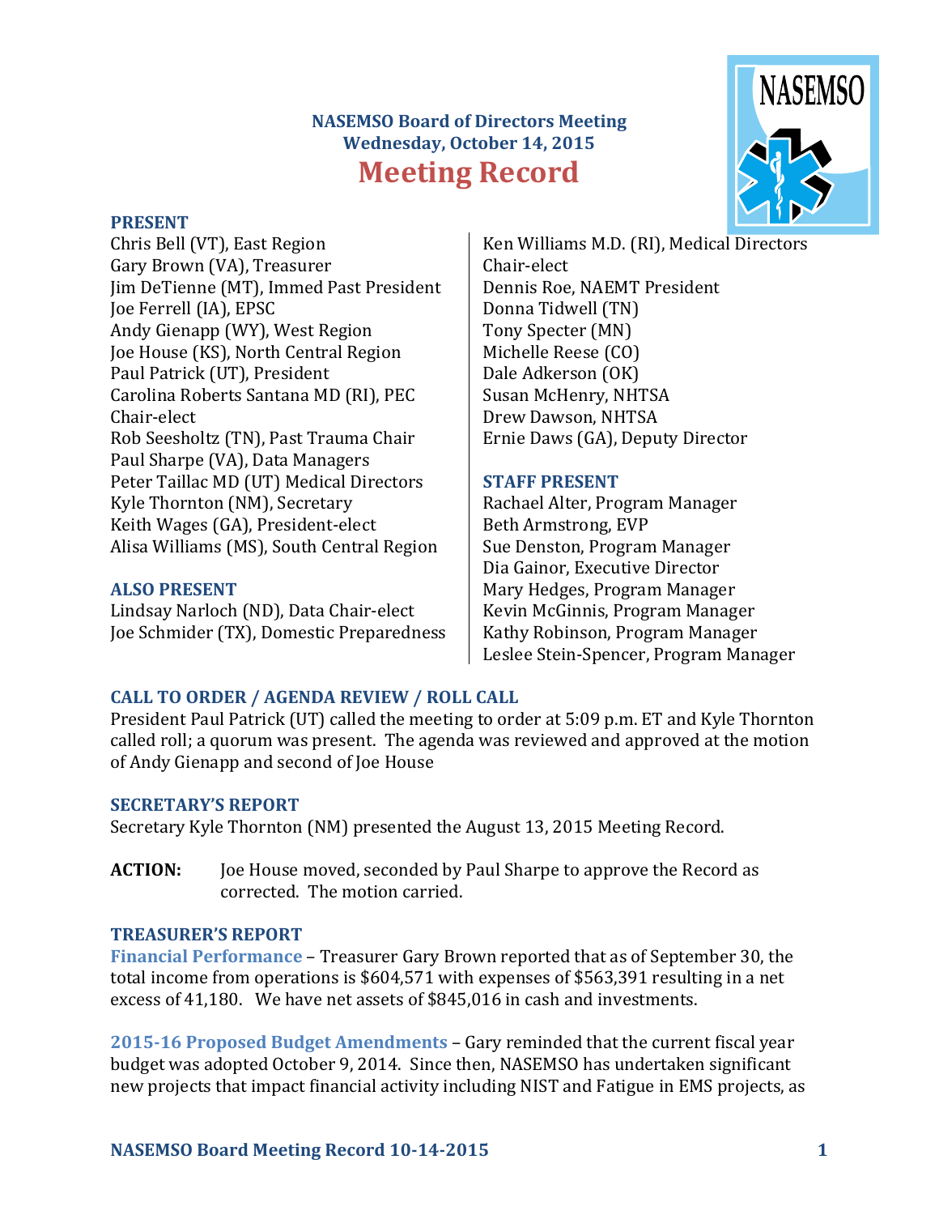# NASEMSO Board of Directors Meeting
## Wednesday, October 14, 2015
# Meeting Record

### PRESENT

Chris Bell (VT), East Region
Gary Brown (VA), Treasurer
Jim DeTienne (MT), Immed Past President
Joe Ferrell (IA), EPSC
Andy Gienapp (WY), West Region
Joe House (KS), North Central Region
Paul Patrick (UT), President
Carolina Roberts Santana MD (RI), PEC Chair-elect
Rob Seesholtz (TN), Past Trauma Chair
Paul Sharpe (VA), Data Managers
Peter Taillac MD (UT) Medical Directors
Kyle Thornton (NM), Secretary
Keith Wages (GA), President-elect
Alisa Williams (MS), South Central Region
Ken Williams M.D. (RI), Medical Directors Chair-elect
Dennis Roe, NAEMT President
Donna Tidwell (TN)
Tony Specter (MN)
Michelle Reese (CO)
Dale Adkerson (OK)
Susan McHenry, NHTSA
Drew Dawson, NHTSA
Ernie Daws (GA), Deputy Director

### ALSO PRESENT

Lindsay Narloch (ND), Data Chair-elect
Joe Schmider (TX), Domestic Preparedness

### STAFF PRESENT

Rachael Alter, Program Manager
Beth Armstrong, EVP
Sue Denston, Program Manager
Dia Gainor, Executive Director
Mary Hedges, Program Manager
Kevin McGinnis, Program Manager
Kathy Robinson, Program Manager
Leslee Stein-Spencer, Program Manager

### CALL TO ORDER / AGENDA REVIEW / ROLL CALL

President Paul Patrick (UT) called the meeting to order at 5:09 p.m. ET and Kyle Thornton called roll; a quorum was present. The agenda was reviewed and approved at the motion of Andy Gienapp and second of Joe House

### SECRETARY'S REPORT

Secretary Kyle Thornton (NM) presented the August 13, 2015 Meeting Record.

**ACTION:** Joe House moved, seconded by Paul Sharpe to approve the Record as corrected. The motion carried.

### TREASURER'S REPORT

**Financial Performance** – Treasurer Gary Brown reported that as of September 30, the total income from operations is $604,571 with expenses of $563,391 resulting in a net excess of 41,180. We have net assets of $845,016 in cash and investments.

**2015-16 Proposed Budget Amendments** – Gary reminded that the current fiscal year budget was adopted October 9, 2014. Since then, NASEMSO has undertaken significant new projects that impact financial activity including NIST and Fatigue in EMS projects, as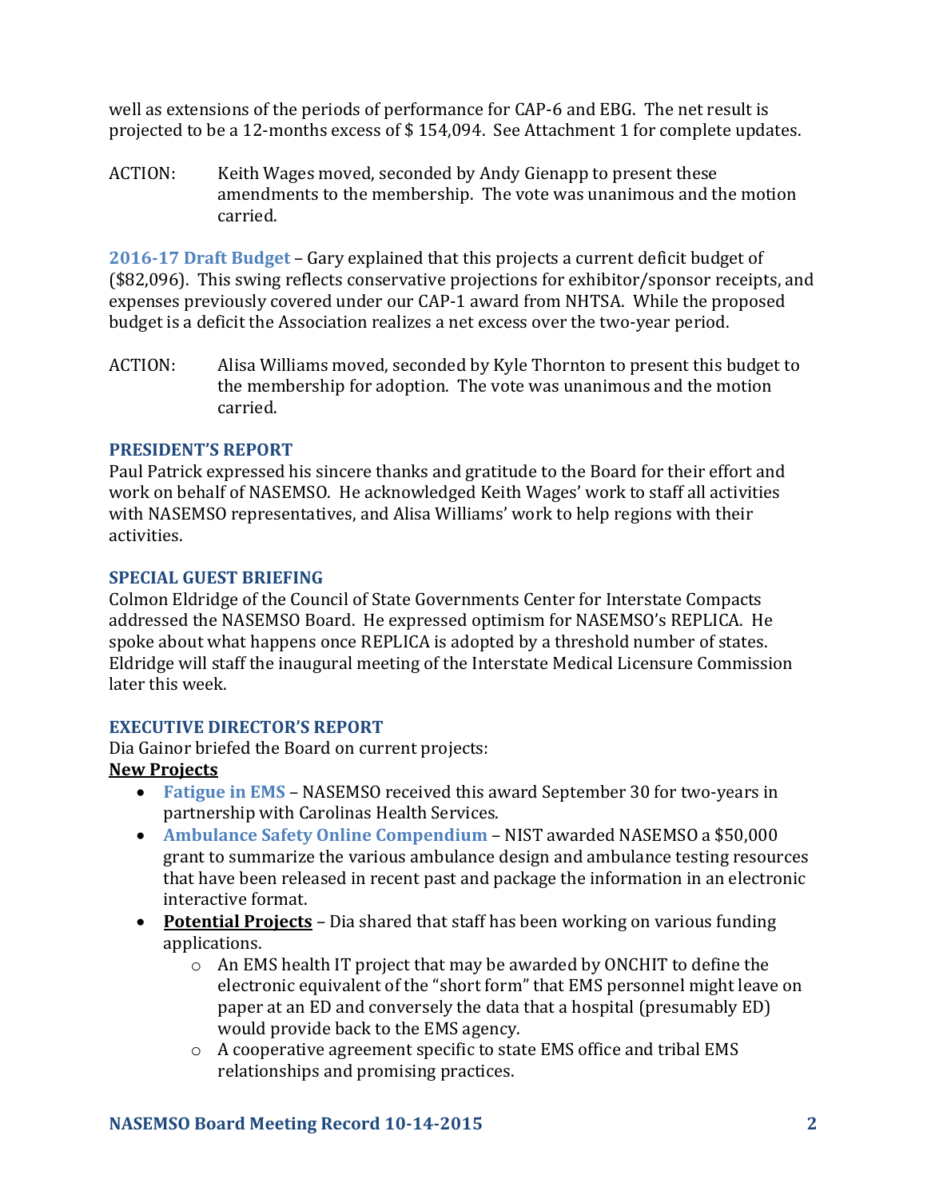well as extensions of the periods of performance for CAP-6 and EBG. The net result is projected to be a 12-months excess of $ 154,094. See Attachment 1 for complete updates.

ACTION: Keith Wages moved, seconded by Andy Gienapp to present these amendments to the membership. The vote was unanimous and the motion carried.

**2016-17 Draft Budget** – Gary explained that this projects a current deficit budget of ($82,096). This swing reflects conservative projections for exhibitor/sponsor receipts, and expenses previously covered under our CAP-1 award from NHTSA. While the proposed budget is a deficit the Association realizes a net excess over the two-year period.

ACTION: Alisa Williams moved, seconded by Kyle Thornton to present this budget to the membership for adoption. The vote was unanimous and the motion carried.

### PRESIDENT'S REPORT

Paul Patrick expressed his sincere thanks and gratitude to the Board for their effort and work on behalf of NASEMSO. He acknowledged Keith Wages' work to staff all activities with NASEMSO representatives, and Alisa Williams' work to help regions with their activities.

### SPECIAL GUEST BRIEFING

Colmon Eldridge of the Council of State Governments Center for Interstate Compacts addressed the NASEMSO Board. He expressed optimism for NASEMSO's REPLICA. He spoke about what happens once REPLICA is adopted by a threshold number of states. Eldridge will staff the inaugural meeting of the Interstate Medical Licensure Commission later this week.

### EXECUTIVE DIRECTOR'S REPORT

Dia Gainor briefed the Board on current projects:

**New Projects**

- **Fatigue in EMS** – NASEMSO received this award September 30 for two-years in partnership with Carolinas Health Services.
- **Ambulance Safety Online Compendium** – NIST awarded NASEMSO a $50,000 grant to summarize the various ambulance design and ambulance testing resources that have been released in recent past and package the information in an electronic interactive format.
- **Potential Projects** – Dia shared that staff has been working on various funding applications.
  - An EMS health IT project that may be awarded by ONCHIT to define the electronic equivalent of the "short form" that EMS personnel might leave on paper at an ED and conversely the data that a hospital (presumably ED) would provide back to the EMS agency.
  - A cooperative agreement specific to state EMS office and tribal EMS relationships and promising practices.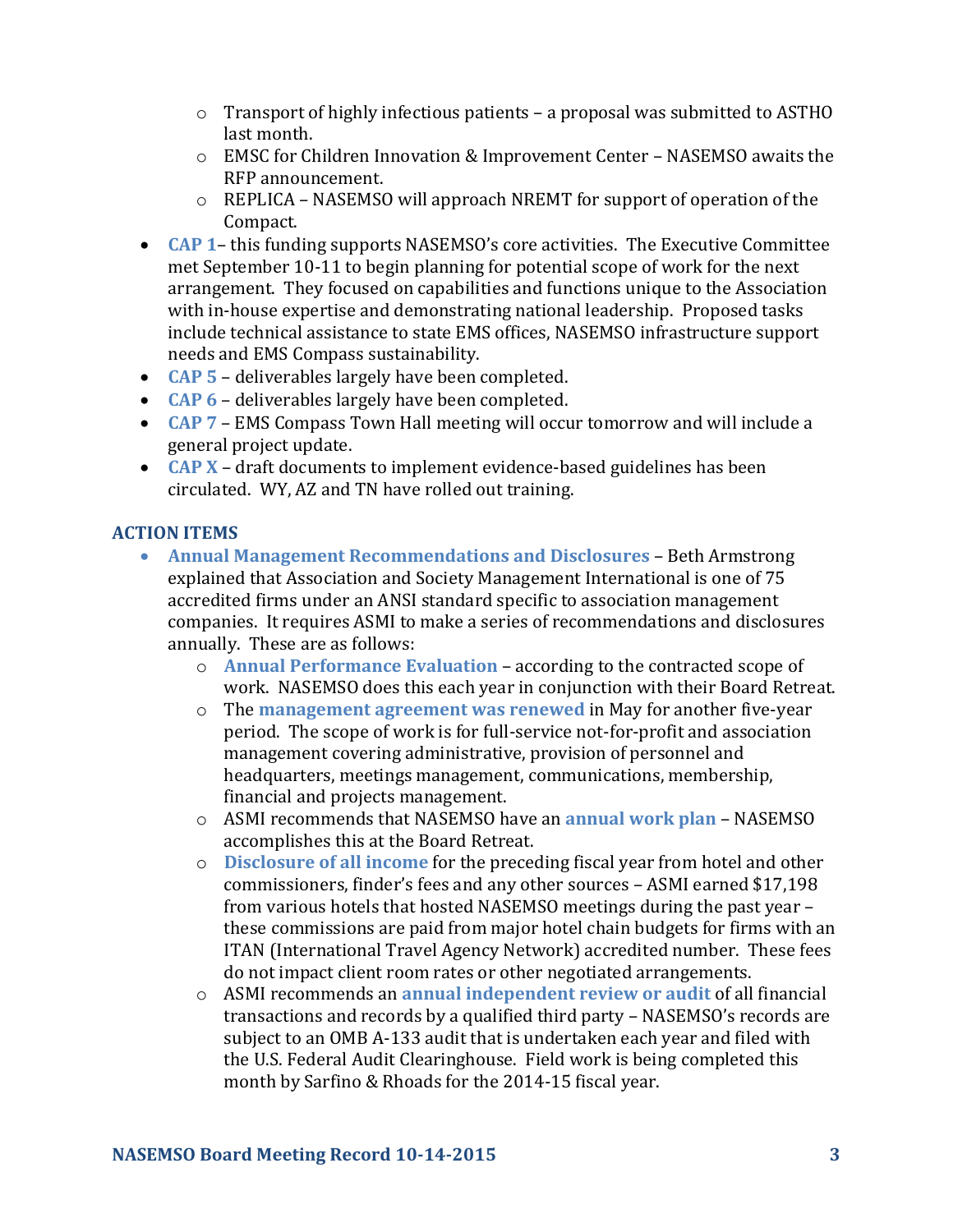- Transport of highly infectious patients – a proposal was submitted to ASTHO last month.
  - EMSC for Children Innovation & Improvement Center – NASEMSO awaits the RFP announcement.
  - REPLICA – NASEMSO will approach NREMT for support of operation of the Compact.
- **CAP 1**– this funding supports NASEMSO's core activities. The Executive Committee met September 10-11 to begin planning for potential scope of work for the next arrangement. They focused on capabilities and functions unique to the Association with in-house expertise and demonstrating national leadership. Proposed tasks include technical assistance to state EMS offices, NASEMSO infrastructure support needs and EMS Compass sustainability.
- **CAP 5** – deliverables largely have been completed.
- **CAP 6** – deliverables largely have been completed.
- **CAP 7** – EMS Compass Town Hall meeting will occur tomorrow and will include a general project update.
- **CAP X** – draft documents to implement evidence-based guidelines has been circulated. WY, AZ and TN have rolled out training.

## ACTION ITEMS

- **Annual Management Recommendations and Disclosures** – Beth Armstrong explained that Association and Society Management International is one of 75 accredited firms under an ANSI standard specific to association management companies. It requires ASMI to make a series of recommendations and disclosures annually. These are as follows:
  - **Annual Performance Evaluation** – according to the contracted scope of work. NASEMSO does this each year in conjunction with their Board Retreat.
  - The **management agreement was renewed** in May for another five-year period. The scope of work is for full-service not-for-profit and association management covering administrative, provision of personnel and headquarters, meetings management, communications, membership, financial and projects management.
  - ASMI recommends that NASEMSO have an **annual work plan** – NASEMSO accomplishes this at the Board Retreat.
  - **Disclosure of all income** for the preceding fiscal year from hotel and other commissioners, finder's fees and any other sources – ASMI earned $17,198 from various hotels that hosted NASEMSO meetings during the past year – these commissions are paid from major hotel chain budgets for firms with an ITAN (International Travel Agency Network) accredited number. These fees do not impact client room rates or other negotiated arrangements.
  - ASMI recommends an **annual independent review or audit** of all financial transactions and records by a qualified third party – NASEMSO's records are subject to an OMB A-133 audit that is undertaken each year and filed with the U.S. Federal Audit Clearinghouse. Field work is being completed this month by Sarfino & Rhoads for the 2014-15 fiscal year.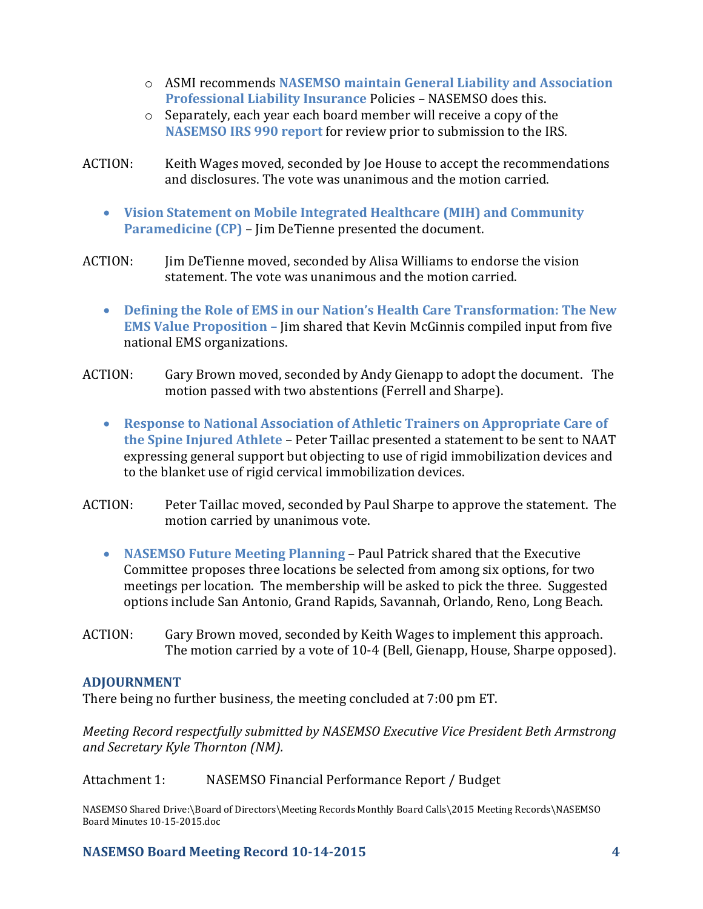- ASMI recommends **NASEMSO maintain General Liability and Association Professional Liability Insurance** Policies – NASEMSO does this.
    - Separately, each year each board member will receive a copy of the **NASEMSO IRS 990 report** for review prior to submission to the IRS.

ACTION: Keith Wages moved, seconded by Joe House to accept the recommendations and disclosures. The vote was unanimous and the motion carried.

- **Vision Statement on Mobile Integrated Healthcare (MIH) and Community Paramedicine (CP)** – Jim DeTienne presented the document.

ACTION: Jim DeTienne moved, seconded by Alisa Williams to endorse the vision statement. The vote was unanimous and the motion carried.

- **Defining the Role of EMS in our Nation's Health Care Transformation: The New EMS Value Proposition –** Jim shared that Kevin McGinnis compiled input from five national EMS organizations.

ACTION: Gary Brown moved, seconded by Andy Gienapp to adopt the document. The motion passed with two abstentions (Ferrell and Sharpe).

- **Response to National Association of Athletic Trainers on Appropriate Care of the Spine Injured Athlete** – Peter Taillac presented a statement to be sent to NAAT expressing general support but objecting to use of rigid immobilization devices and to the blanket use of rigid cervical immobilization devices.

ACTION: Peter Taillac moved, seconded by Paul Sharpe to approve the statement. The motion carried by unanimous vote.

- **NASEMSO Future Meeting Planning** – Paul Patrick shared that the Executive Committee proposes three locations be selected from among six options, for two meetings per location. The membership will be asked to pick the three. Suggested options include San Antonio, Grand Rapids, Savannah, Orlando, Reno, Long Beach.

ACTION: Gary Brown moved, seconded by Keith Wages to implement this approach. The motion carried by a vote of 10-4 (Bell, Gienapp, House, Sharpe opposed).

## ADJOURNMENT

There being no further business, the meeting concluded at 7:00 pm ET.

*Meeting Record respectfully submitted by NASEMSO Executive Vice President Beth Armstrong and Secretary Kyle Thornton (NM).*

Attachment 1: NASEMSO Financial Performance Report / Budget

NASEMSO Shared Drive:\Board of Directors\Meeting Records Monthly Board Calls\2015 Meeting Records\NASEMSO Board Minutes 10-15-2015.doc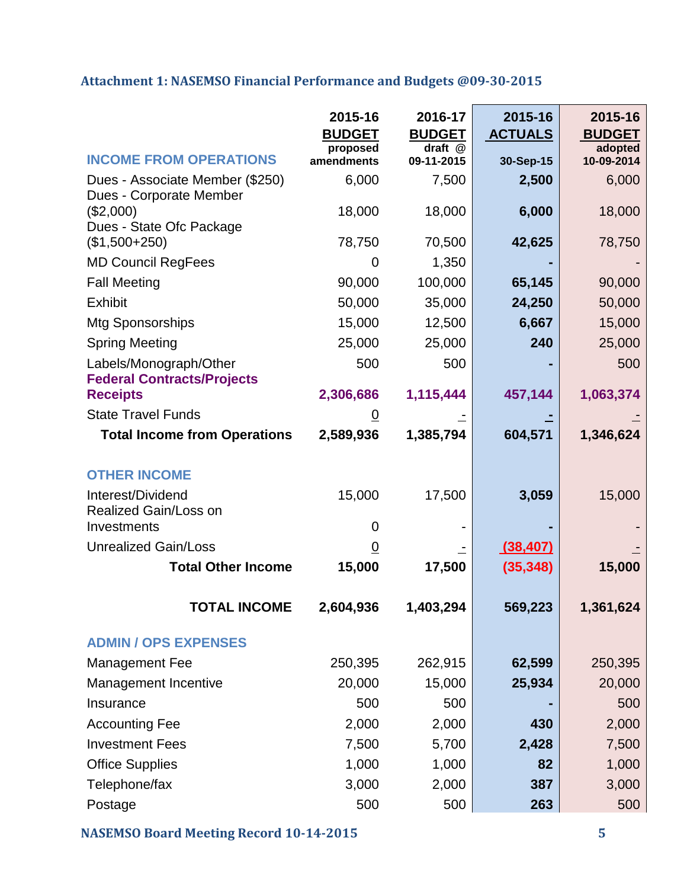### Attachment 1: NASEMSO Financial Performance and Budgets @09-30-2015

| INCOME FROM OPERATIONS | 2015-16 BUDGET proposed amendments | 2016-17 BUDGET draft @ 09-11-2015 | 2015-16 ACTUALS 30-Sep-15 | 2015-16 BUDGET adopted 10-09-2014 |
|---|---|---|---|---|
| Dues - Associate Member ($250) | 6,000 | 7,500 | **2,500** | 6,000 |
| Dues - Corporate Member ($2,000) | 18,000 | 18,000 | **6,000** | 18,000 |
| Dues - State Ofc Package ($1,500+250) | 78,750 | 70,500 | **42,625** | 78,750 |
| MD Council RegFees | 0 | 1,350 | **-** | - |
| Fall Meeting | 90,000 | 100,000 | **65,145** | 90,000 |
| Exhibit | 50,000 | 35,000 | **24,250** | 50,000 |
| Mtg Sponsorships | 15,000 | 12,500 | **6,667** | 15,000 |
| Spring Meeting | 25,000 | 25,000 | **240** | 25,000 |
| Labels/Monograph/Other | 500 | 500 | **-** | 500 |
| **Federal Contracts/Projects Receipts** | **2,306,686** | **1,115,444** | **457,144** | **1,063,374** |
| State Travel Funds | 0 | - | **-** | - |
| **Total Income from Operations** | **2,589,936** | **1,385,794** | **604,571** | **1,346,624** |
| | | | | |
| **OTHER INCOME** | | | | |
| Interest/Dividend | 15,000 | 17,500 | **3,059** | 15,000 |
| Realized Gain/Loss on Investments | 0 | - | **-** | - |
| Unrealized Gain/Loss | 0 | - | **(38,407)** | - |
| **Total Other Income** | **15,000** | **17,500** | **(35,348)** | **15,000** |
| | | | | |
| **TOTAL INCOME** | **2,604,936** | **1,403,294** | **569,223** | **1,361,624** |
| | | | | |
| **ADMIN / OPS EXPENSES** | | | | |
| Management Fee | 250,395 | 262,915 | **62,599** | 250,395 |
| Management Incentive | 20,000 | 15,000 | **25,934** | 20,000 |
| Insurance | 500 | 500 | **-** | 500 |
| Accounting Fee | 2,000 | 2,000 | **430** | 2,000 |
| Investment Fees | 7,500 | 5,700 | **2,428** | 7,500 |
| Office Supplies | 1,000 | 1,000 | **82** | 1,000 |
| Telephone/fax | 3,000 | 2,000 | **387** | 3,000 |
| Postage | 500 | 500 | **263** | 500 |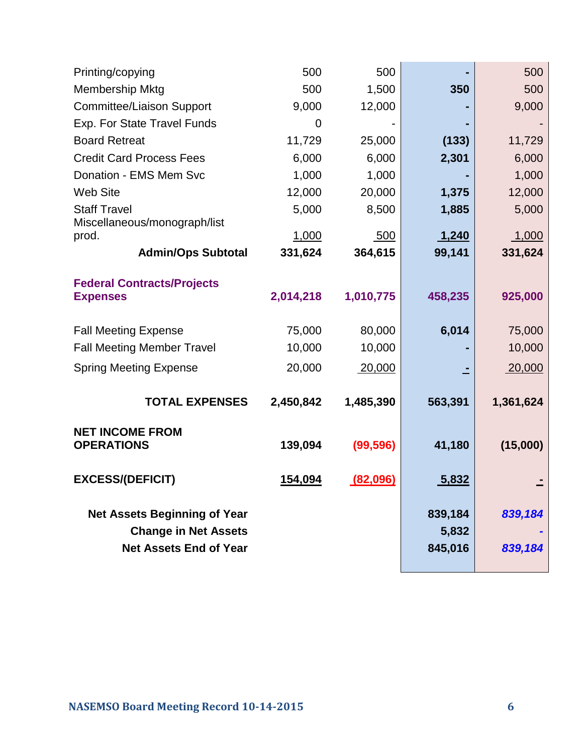| | | | | |
|---|---|---|---|---|
| Printing/copying | 500 | 500 | **-** | 500 |
| Membership Mktg | 500 | 1,500 | **350** | 500 |
| Committee/Liaison Support | 9,000 | 12,000 | **-** | 9,000 |
| Exp. For State Travel Funds | 0 | - | **-** | - |
| Board Retreat | 11,729 | 25,000 | **(133)** | 11,729 |
| Credit Card Process Fees | 6,000 | 6,000 | **2,301** | 6,000 |
| Donation - EMS Mem Svc | 1,000 | 1,000 | **-** | 1,000 |
| Web Site | 12,000 | 20,000 | **1,375** | 12,000 |
| Staff Travel | 5,000 | 8,500 | **1,885** | 5,000 |
| Miscellaneous/monograph/list prod. | 1,000 | 500 | **1,240** | 1,000 |
| **Admin/Ops Subtotal** | **331,624** | **364,615** | **99,141** | **331,624** |
| **Federal Contracts/Projects Expenses** | **2,014,218** | **1,010,775** | **458,235** | **925,000** |
| Fall Meeting Expense | 75,000 | 80,000 | **6,014** | 75,000 |
| Fall Meeting Member Travel | 10,000 | 10,000 | **-** | 10,000 |
| Spring Meeting Expense | 20,000 | 20,000 | **-** | 20,000 |
| **TOTAL EXPENSES** | **2,450,842** | **1,485,390** | **563,391** | **1,361,624** |
| **NET INCOME FROM OPERATIONS** | **139,094** | **(99,596)** | **41,180** | **(15,000)** |
| **EXCESS/(DEFICIT)** | **154,094** | **(82,096)** | **5,832** | **-** |
| **Net Assets Beginning of Year** | | | **839,184** | ***839,184*** |
| **Change in Net Assets** | | | **5,832** | **-** |
| **Net Assets End of Year** | | | **845,016** | ***839,184*** |